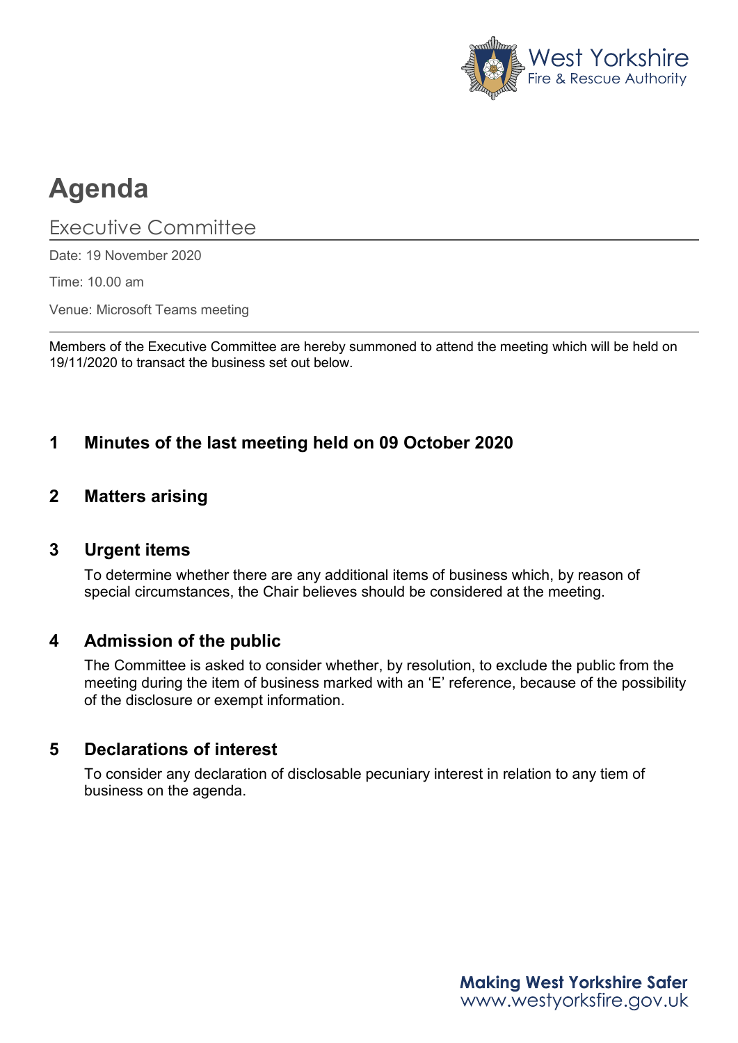West Yorkshire
Fire & Rescue Authority

# Agenda

## Executive Committee

Date: 19 November 2020

Time: 10.00 am

Venue: Microsoft Teams meeting

Members of the Executive Committee are hereby summoned to attend the meeting which will be held on 19/11/2020 to transact the business set out below.

### 1 Minutes of the last meeting held on 09 October 2020

### 2 Matters arising

### 3 Urgent items

To determine whether there are any additional items of business which, by reason of special circumstances, the Chair believes should be considered at the meeting.

### 4 Admission of the public

The Committee is asked to consider whether, by resolution, to exclude the public from the meeting during the item of business marked with an 'E' reference, because of the possibility of the disclosure or exempt information.

### 5 Declarations of interest

To consider any declaration of disclosable pecuniary interest in relation to any tiem of business on the agenda.

**Making West Yorkshire Safer**
www.westyorksfire.gov.uk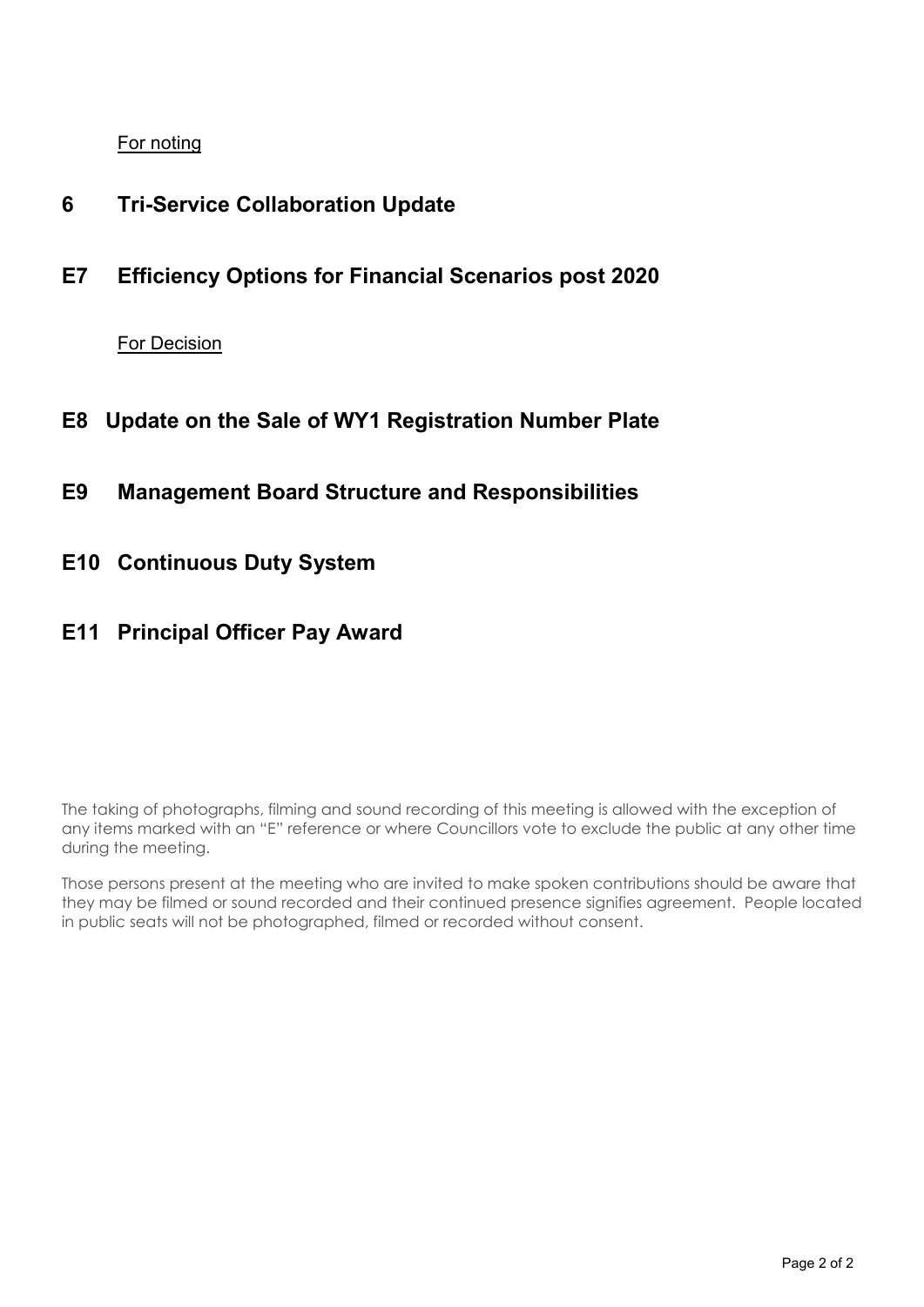For noting

## 6 Tri-Service Collaboration Update

## E7 Efficiency Options for Financial Scenarios post 2020

For Decision

## E8 Update on the Sale of WY1 Registration Number Plate

## E9 Management Board Structure and Responsibilities

## E10 Continuous Duty System

## E11 Principal Officer Pay Award

The taking of photographs, filming and sound recording of this meeting is allowed with the exception of any items marked with an "E" reference or where Councillors vote to exclude the public at any other time during the meeting.

Those persons present at the meeting who are invited to make spoken contributions should be aware that they may be filmed or sound recorded and their continued presence signifies agreement. People located in public seats will not be photographed, filmed or recorded without consent.